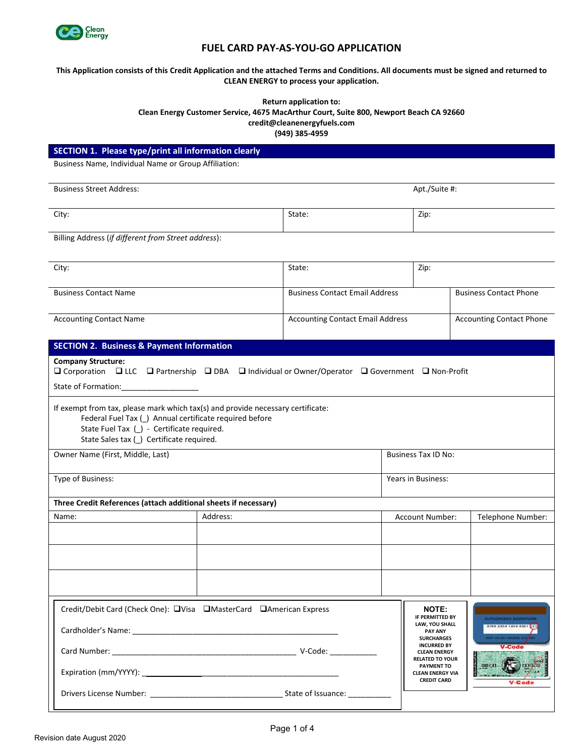# FUEL CARD PAY-AS-YOU-GO APPLICATION

**This Application consists of this Credit Application and the attached Terms and Conditions. All documents must be signed and returned to CLEAN ENERGY to process your application.**

**Return application to:**
**Clean Energy Customer Service, 4675 MacArthur Court, Suite 800, Newport Beach CA 92660**
**credit@cleanenergyfuels.com**
**(949) 385-4959**

## SECTION 1. Please type/print all information clearly

Business Name, Individual Name or Group Affiliation:

| | | |
|---|---|---|
| Business Street Address: | | Apt./Suite #: |
| City: | State: | Zip: |

Billing Address (*if different from Street address*):

| | | |
|---|---|---|
| City: | State: | Zip: |
| Business Contact Name | Business Contact Email Address | Business Contact Phone |
| Accounting Contact Name | Accounting Contact Email Address | Accounting Contact Phone |

## SECTION 2. Business & Payment Information

**Company Structure:**
❑ Corporation ❑ LLC ❑ Partnership ❑ DBA ❑ Individual or Owner/Operator ❑ Government ❑ Non-Profit

State of Formation:__________________

If exempt from tax, please mark which tax(s) and provide necessary certificate:
Federal Fuel Tax (_) Annual certificate required before
State Fuel Tax (_) - Certificate required.
State Sales tax (_) Certificate required.

| | |
|---|---|
| Owner Name (First, Middle, Last) | Business Tax ID No: |
| Type of Business: | Years in Business: |

**Three Credit References (attach additional sheets if necessary)**

| Name: | Address: | Account Number: | Telephone Number: |
|---|---|---|---|
| | | | |
| | | | |
| | | | |

Credit/Debit Card (Check One): ❑Visa ❑MasterCard ❑American Express

Cardholder's Name: ____________________________________________________

Card Number: ______________________________________________ V-Code: ___________

Expiration (mm/YYYY): ______________________________________________________

Drivers License Number: _________________________________ State of Issuance: __________

**NOTE:**
**IF PERMITTED BY LAW, YOU SHALL PAY ANY SURCHARGES INCURRED BY CLEAN ENERGY RELATED TO YOUR PAYMENT TO CLEAN ENERGY VIA CREDIT CARD**

Revision date August 2020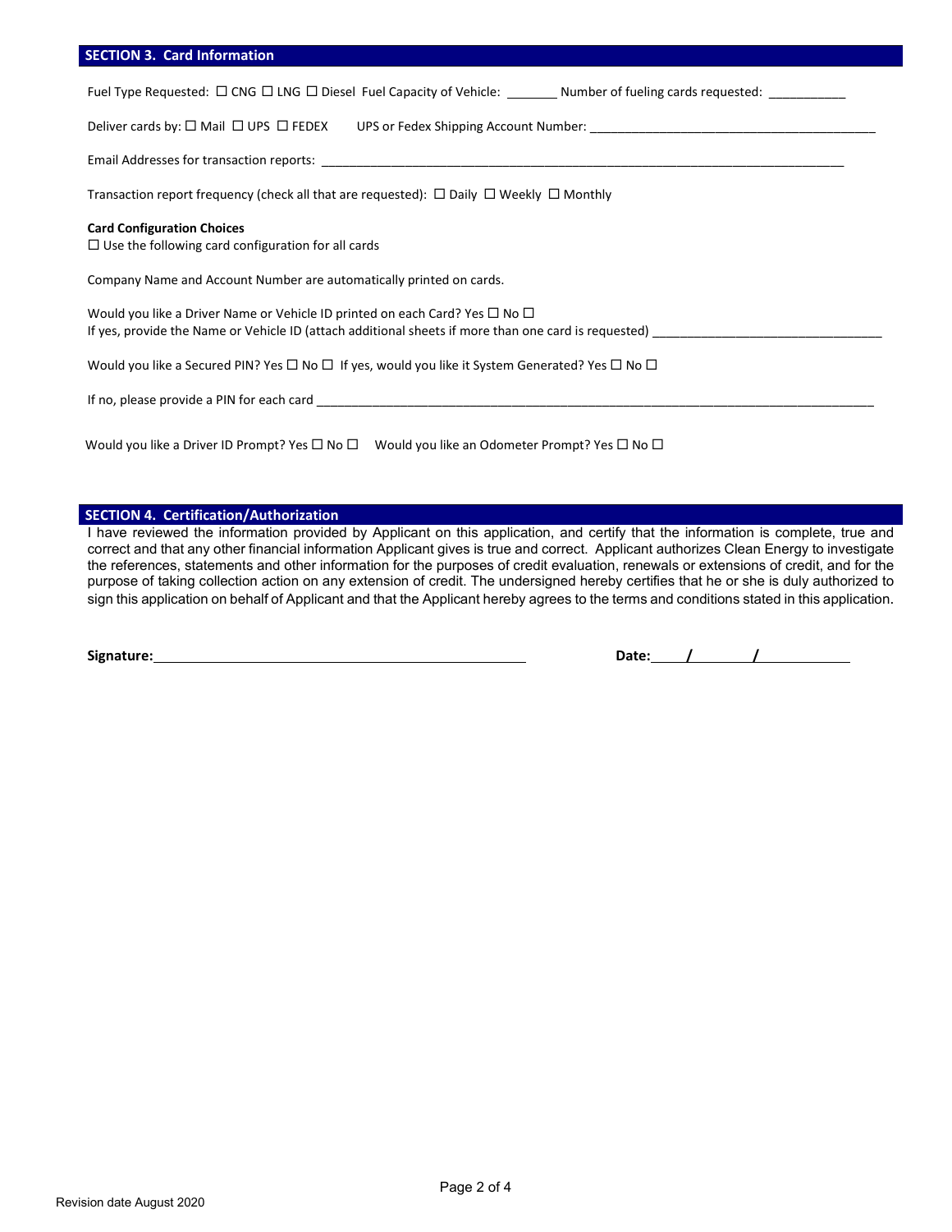## SECTION 3. Card Information

Fuel Type Requested: ☐ CNG ☐ LNG ☐ Diesel Fuel Capacity of Vehicle: _______ Number of fueling cards requested: ___________

Deliver cards by: ☐ Mail ☐ UPS ☐ FEDEX UPS or Fedex Shipping Account Number: ________________________________________

Email Addresses for transaction reports: ___________________________________________________________________________

Transaction report frequency (check all that are requested): ☐ Daily ☐ Weekly ☐ Monthly

**Card Configuration Choices**

☐ Use the following card configuration for all cards

Company Name and Account Number are automatically printed on cards.

Would you like a Driver Name or Vehicle ID printed on each Card? Yes ☐ No ☐

If yes, provide the Name or Vehicle ID (attach additional sheets if more than one card is requested) ________________________________

Would you like a Secured PIN? Yes ☐ No ☐ If yes, would you like it System Generated? Yes ☐ No ☐

If no, please provide a PIN for each card ________________________________________________________________________________

Would you like a Driver ID Prompt? Yes ☐ No ☐ Would you like an Odometer Prompt? Yes ☐ No ☐

## SECTION 4. Certification/Authorization

I have reviewed the information provided by Applicant on this application, and certify that the information is complete, true and correct and that any other financial information Applicant gives is true and correct. Applicant authorizes Clean Energy to investigate the references, statements and other information for the purposes of credit evaluation, renewals or extensions of credit, and for the purpose of taking collection action on any extension of credit. The undersigned hereby certifies that he or she is duly authorized to sign this application on behalf of Applicant and that the Applicant hereby agrees to the terms and conditions stated in this application.

**Signature:** ______________________________________________ **Date:** ____/_______/___________

Revision date August 2020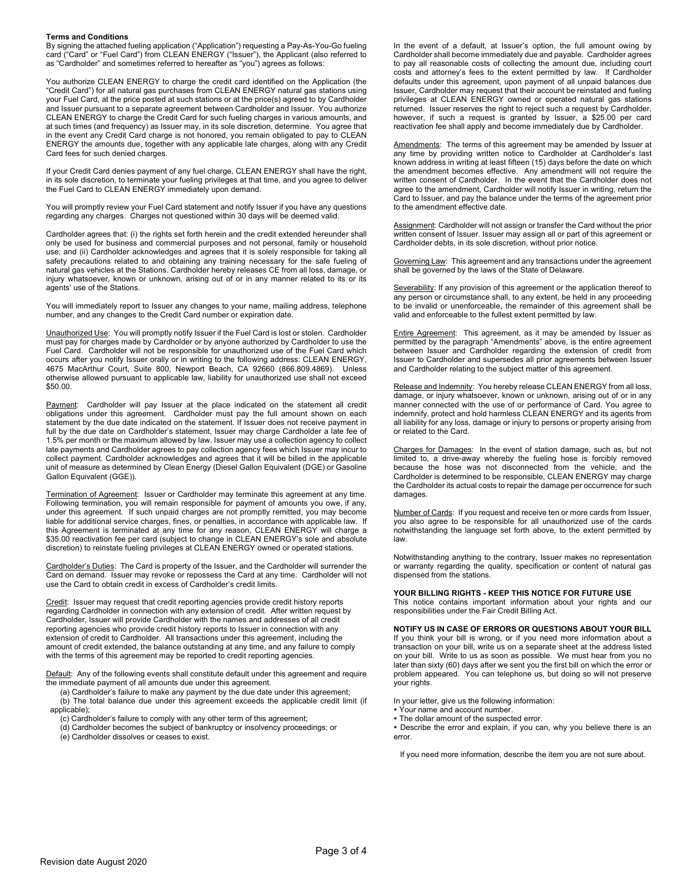**Terms and Conditions**

By signing the attached fueling application ("Application") requesting a Pay-As-You-Go fueling card ("Card" or "Fuel Card") from CLEAN ENERGY ("Issuer"), the Applicant (also referred to as "Cardholder" and sometimes referred to hereafter as "you") agrees as follows:

You authorize CLEAN ENERGY to charge the credit card identified on the Application (the "Credit Card") for all natural gas purchases from CLEAN ENERGY natural gas stations using your Fuel Card, at the price posted at such stations or at the price(s) agreed to by Cardholder and Issuer pursuant to a separate agreement between Cardholder and Issuer. You authorize CLEAN ENERGY to charge the Credit Card for such fueling charges in various amounts, and at such times (and frequency) as Issuer may, in its sole discretion, determine. You agree that in the event any Credit Card charge is not honored, you remain obligated to pay to CLEAN ENERGY the amounts due, together with any applicable late charges, along with any Credit Card fees for such denied charges.

If your Credit Card denies payment of any fuel charge, CLEAN ENERGY shall have the right, in its sole discretion, to terminate your fueling privileges at that time, and you agree to deliver the Fuel Card to CLEAN ENERGY immediately upon demand.

You will promptly review your Fuel Card statement and notify Issuer if you have any questions regarding any charges. Charges not questioned within 30 days will be deemed valid.

Cardholder agrees that: (i) the rights set forth herein and the credit extended hereunder shall only be used for business and commercial purposes and not personal, family or household use; and (ii) Cardholder acknowledges and agrees that it is solely responsible for taking all safety precautions related to and obtaining any training necessary for the safe fueling of natural gas vehicles at the Stations. Cardholder hereby releases CE from all loss, damage, or injury whatsoever, known or unknown, arising out of or in any manner related to its or its agents' use of the Stations.

You will immediately report to Issuer any changes to your name, mailing address, telephone number, and any changes to the Credit Card number or expiration date.

Unauthorized Use: You will promptly notify Issuer if the Fuel Card is lost or stolen. Cardholder must pay for charges made by Cardholder or by anyone authorized by Cardholder to use the Fuel Card. Cardholder will not be responsible for unauthorized use of the Fuel Card which occurs after you notify Issuer orally or in writing to the following address: CLEAN ENERGY, 4675 MacArthur Court, Suite 800, Newport Beach, CA 92660 (866.809.4869). Unless otherwise allowed pursuant to applicable law, liability for unauthorized use shall not exceed \$50.00.

Payment: Cardholder will pay Issuer at the place indicated on the statement all credit obligations under this agreement. Cardholder must pay the full amount shown on each statement by the due date indicated on the statement. If Issuer does not receive payment in full by the due date on Cardholder's statement, Issuer may charge Cardholder a late fee of 1.5% per month or the maximum allowed by law. Issuer may use a collection agency to collect late payments and Cardholder agrees to pay collection agency fees which Issuer may incur to collect payment. Cardholder acknowledges and agrees that it will be billed in the applicable unit of measure as determined by Clean Energy (Diesel Gallon Equivalent (DGE) or Gasoline Gallon Equivalent (GGE)).

Termination of Agreement: Issuer or Cardholder may terminate this agreement at any time. Following termination, you will remain responsible for payment of amounts you owe, if any, under this agreement. If such unpaid charges are not promptly remitted, you may become liable for additional service charges, fines, or penalties, in accordance with applicable law. If this Agreement is terminated at any time for any reason, CLEAN ENERGY will charge a \$35.00 reactivation fee per card (subject to change in CLEAN ENERGY's sole and absolute discretion) to reinstate fueling privileges at CLEAN ENERGY owned or operated stations.

Cardholder's Duties: The Card is property of the Issuer, and the Cardholder will surrender the Card on demand. Issuer may revoke or repossess the Card at any time. Cardholder will not use the Card to obtain credit in excess of Cardholder's credit limits.

Credit: Issuer may request that credit reporting agencies provide credit history reports regarding Cardholder in connection with any extension of credit. After written request by Cardholder, Issuer will provide Cardholder with the names and addresses of all credit reporting agencies who provide credit history reports to Issuer in connection with any extension of credit to Cardholder. All transactions under this agreement, including the amount of credit extended, the balance outstanding at any time, and any failure to comply with the terms of this agreement may be reported to credit reporting agencies.

Default: Any of the following events shall constitute default under this agreement and require the immediate payment of all amounts due under this agreement.

(a) Cardholder's failure to make any payment by the due date under this agreement;
(b) The total balance due under this agreement exceeds the applicable credit limit (if applicable);
(c) Cardholder's failure to comply with any other term of this agreement;
(d) Cardholder becomes the subject of bankruptcy or insolvency proceedings; or
(e) Cardholder dissolves or ceases to exist.

In the event of a default, at Issuer's option, the full amount owing by Cardholder shall become immediately due and payable. Cardholder agrees to pay all reasonable costs of collecting the amount due, including court costs and attorney's fees to the extent permitted by law. If Cardholder defaults under this agreement, upon payment of all unpaid balances due Issuer, Cardholder may request that their account be reinstated and fueling privileges at CLEAN ENERGY owned or operated natural gas stations returned. Issuer reserves the right to reject such a request by Cardholder, however, if such a request is granted by Issuer, a \$25.00 per card reactivation fee shall apply and become immediately due by Cardholder.

Amendments: The terms of this agreement may be amended by Issuer at any time by providing written notice to Cardholder at Cardholder's last known address in writing at least fifteen (15) days before the date on which the amendment becomes effective. Any amendment will not require the written consent of Cardholder. In the event that the Cardholder does not agree to the amendment, Cardholder will notify Issuer in writing, return the Card to Issuer, and pay the balance under the terms of the agreement prior to the amendment effective date.

Assignment: Cardholder will not assign or transfer the Card without the prior written consent of Issuer. Issuer may assign all or part of this agreement or Cardholder debts, in its sole discretion, without prior notice.

Governing Law: This agreement and any transactions under the agreement shall be governed by the laws of the State of Delaware.

Severability: If any provision of this agreement or the application thereof to any person or circumstance shall, to any extent, be held in any proceeding to be invalid or unenforceable, the remainder of this agreement shall be valid and enforceable to the fullest extent permitted by law.

Entire Agreement: This agreement, as it may be amended by Issuer as permitted by the paragraph "Amendments" above, is the entire agreement between Issuer and Cardholder regarding the extension of credit from Issuer to Cardholder and supersedes all prior agreements between Issuer and Cardholder relating to the subject matter of this agreement.

Release and Indemnity: You hereby release CLEAN ENERGY from all loss, damage, or injury whatsoever, known or unknown, arising out of or in any manner connected with the use of or performance of Card. You agree to indemnify, protect and hold harmless CLEAN ENERGY and its agents from all liability for any loss, damage or injury to persons or property arising from or related to the Card.

Charges for Damages: In the event of station damage, such as, but not limited to, a drive-away whereby the fueling hose is forcibly removed because the hose was not disconnected from the vehicle, and the Cardholder is determined to be responsible, CLEAN ENERGY may charge the Cardholder its actual costs to repair the damage per occurrence for such damages.

Number of Cards: If you request and receive ten or more cards from Issuer, you also agree to be responsible for all unauthorized use of the cards notwithstanding the language set forth above, to the extent permitted by law.

Notwithstanding anything to the contrary, Issuer makes no representation or warranty regarding the quality, specification or content of natural gas dispensed from the stations.

**YOUR BILLING RIGHTS - KEEP THIS NOTICE FOR FUTURE USE**

This notice contains important information about your rights and our responsibilities under the Fair Credit Billing Act.

**NOTIFY US IN CASE OF ERRORS OR QUESTIONS ABOUT YOUR BILL**

If you think your bill is wrong, or if you need more information about a transaction on your bill, write us on a separate sheet at the address listed on your bill. Write to us as soon as possible. We must hear from you no later than sixty (60) days after we sent you the first bill on which the error or problem appeared. You can telephone us, but doing so will not preserve your rights.

In your letter, give us the following information:

- Your name and account number.
- The dollar amount of the suspected error.
- Describe the error and explain, if you can, why you believe there is an error.

If you need more information, describe the item you are not sure about.

Revision date August 2020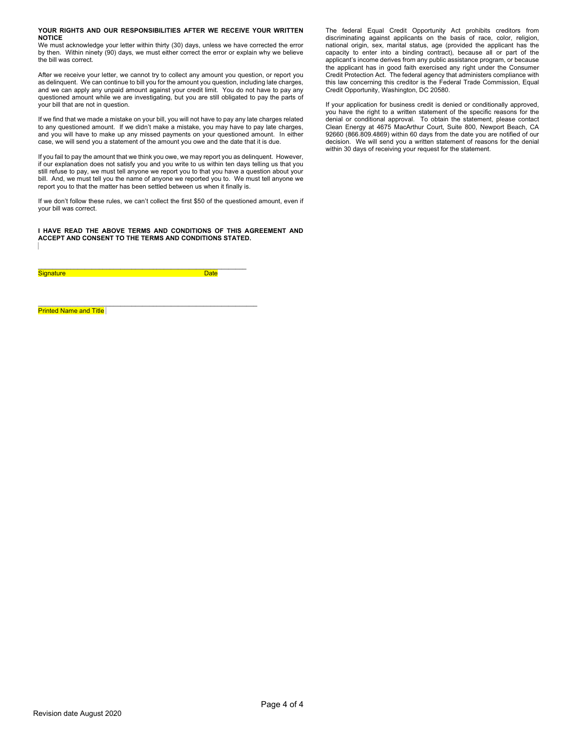**YOUR RIGHTS AND OUR RESPONSIBILITIES AFTER WE RECEIVE YOUR WRITTEN NOTICE**

We must acknowledge your letter within thirty (30) days, unless we have corrected the error by then. Within ninety (90) days, we must either correct the error or explain why we believe the bill was correct.

After we receive your letter, we cannot try to collect any amount you question, or report you as delinquent. We can continue to bill you for the amount you question, including late charges, and we can apply any unpaid amount against your credit limit. You do not have to pay any questioned amount while we are investigating, but you are still obligated to pay the parts of your bill that are not in question.

If we find that we made a mistake on your bill, you will not have to pay any late charges related to any questioned amount. If we didn't make a mistake, you may have to pay late charges, and you will have to make up any missed payments on your questioned amount. In either case, we will send you a statement of the amount you owe and the date that it is due.

If you fail to pay the amount that we think you owe, we may report you as delinquent. However, if our explanation does not satisfy you and you write to us within ten days telling us that you still refuse to pay, we must tell anyone we report you to that you have a question about your bill. And, we must tell you the name of anyone we reported you to. We must tell anyone we report you to that the matter has been settled between us when it finally is.

If we don't follow these rules, we can't collect the first $50 of the questioned amount, even if your bill was correct.

**I HAVE READ THE ABOVE TERMS AND CONDITIONS OF THIS AGREEMENT AND ACCEPT AND CONSENT TO THE TERMS AND CONDITIONS STATED.**

\_\_\_\_\_\_\_\_\_\_\_\_\_\_\_\_\_\_\_\_\_\_\_\_\_\_\_\_\_\_\_\_\_\_\_\_\_\_\_\_\_\_\_\_\_\_\_\_\_\_\_\_\_\_\_\_

Signature Date

\_\_\_\_\_\_\_\_\_\_\_\_\_\_\_\_\_\_\_\_\_\_\_\_\_\_\_\_\_\_\_\_\_\_\_\_\_\_\_\_\_\_\_\_\_\_\_\_\_\_\_\_\_\_\_\_

Printed Name and Title

The federal Equal Credit Opportunity Act prohibits creditors from discriminating against applicants on the basis of race, color, religion, national origin, sex, marital status, age (provided the applicant has the capacity to enter into a binding contract), because all or part of the applicant's income derives from any public assistance program, or because the applicant has in good faith exercised any right under the Consumer Credit Protection Act. The federal agency that administers compliance with this law concerning this creditor is the Federal Trade Commission, Equal Credit Opportunity, Washington, DC 20580.

If your application for business credit is denied or conditionally approved, you have the right to a written statement of the specific reasons for the denial or conditional approval. To obtain the statement, please contact Clean Energy at 4675 MacArthur Court, Suite 800, Newport Beach, CA 92660 (866.809.4869) within 60 days from the date you are notified of our decision. We will send you a written statement of reasons for the denial within 30 days of receiving your request for the statement.

Revision date August 2020